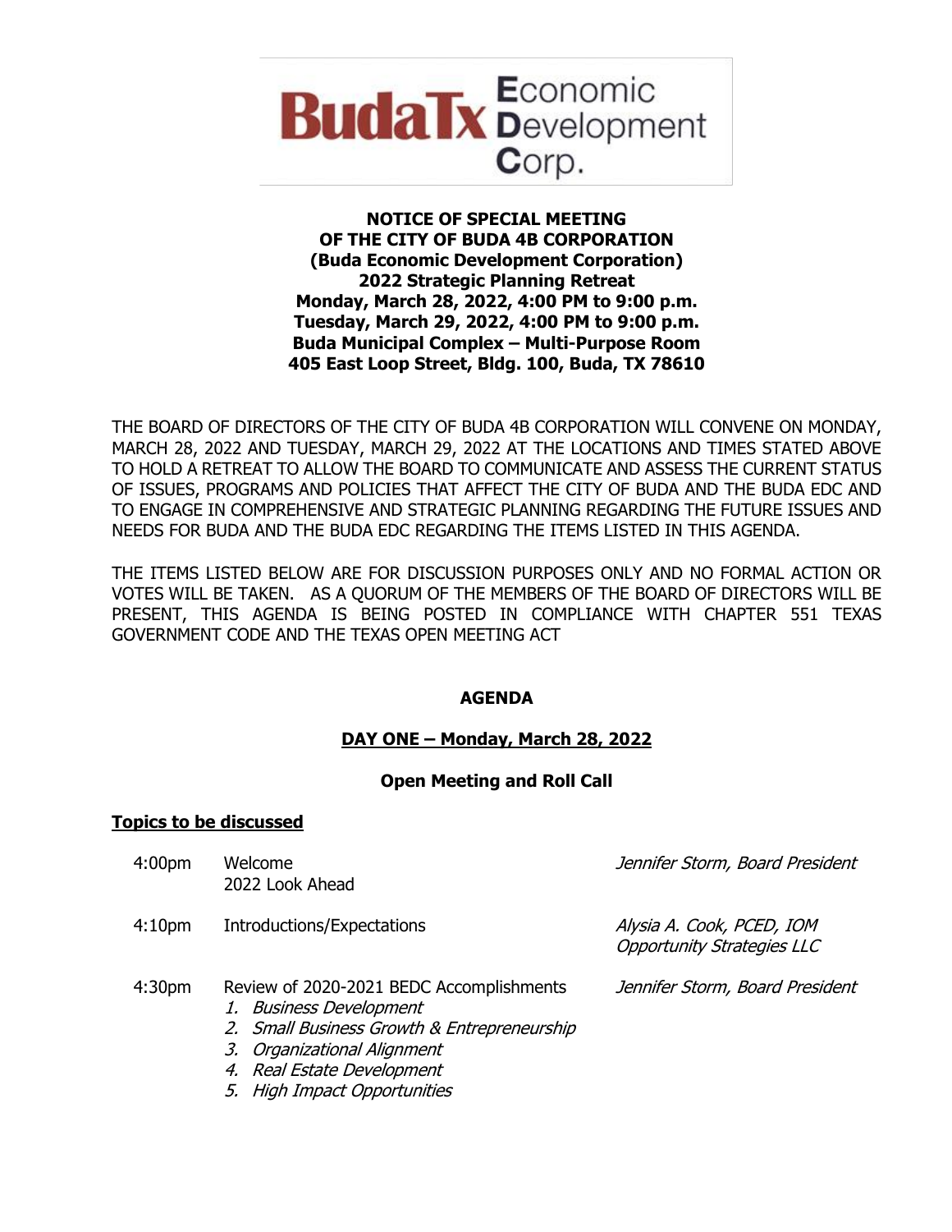**BudaTx Economic Development Corp.**

**NOTICE OF SPECIAL MEETING**
**OF THE CITY OF BUDA 4B CORPORATION**
**(Buda Economic Development Corporation)**
**2022 Strategic Planning Retreat**
**Monday, March 28, 2022, 4:00 PM to 9:00 p.m.**
**Tuesday, March 29, 2022, 4:00 PM to 9:00 p.m.**
**Buda Municipal Complex – Multi-Purpose Room**
**405 East Loop Street, Bldg. 100, Buda, TX 78610**

THE BOARD OF DIRECTORS OF THE CITY OF BUDA 4B CORPORATION WILL CONVENE ON MONDAY, MARCH 28, 2022 AND TUESDAY, MARCH 29, 2022 AT THE LOCATIONS AND TIMES STATED ABOVE TO HOLD A RETREAT TO ALLOW THE BOARD TO COMMUNICATE AND ASSESS THE CURRENT STATUS OF ISSUES, PROGRAMS AND POLICIES THAT AFFECT THE CITY OF BUDA AND THE BUDA EDC AND TO ENGAGE IN COMPREHENSIVE AND STRATEGIC PLANNING REGARDING THE FUTURE ISSUES AND NEEDS FOR BUDA AND THE BUDA EDC REGARDING THE ITEMS LISTED IN THIS AGENDA.

THE ITEMS LISTED BELOW ARE FOR DISCUSSION PURPOSES ONLY AND NO FORMAL ACTION OR VOTES WILL BE TAKEN. AS A QUORUM OF THE MEMBERS OF THE BOARD OF DIRECTORS WILL BE PRESENT, THIS AGENDA IS BEING POSTED IN COMPLIANCE WITH CHAPTER 551 TEXAS GOVERNMENT CODE AND THE TEXAS OPEN MEETING ACT

## AGENDA

### DAY ONE – Monday, March 28, 2022

**Open Meeting and Roll Call**

**Topics to be discussed**

4:00pm Welcome
2022 Look Ahead — *Jennifer Storm, Board President*

4:10pm Introductions/Expectations — *Alysia A. Cook, PCED, IOM, Opportunity Strategies LLC*

4:30pm Review of 2020-2021 BEDC Accomplishments — *Jennifer Storm, Board President*

1. *Business Development*
2. *Small Business Growth & Entrepreneurship*
3. *Organizational Alignment*
4. *Real Estate Development*
5. *High Impact Opportunities*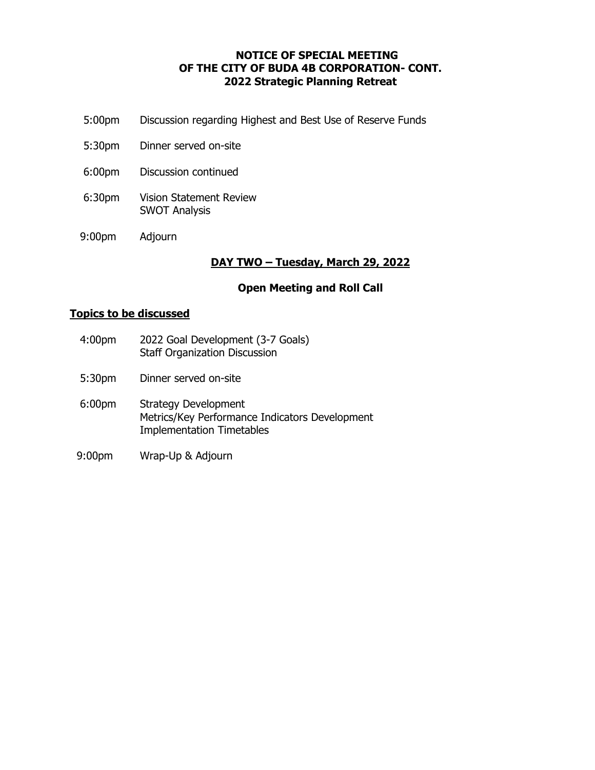**NOTICE OF SPECIAL MEETING**
**OF THE CITY OF BUDA 4B CORPORATION- CONT.**
**2022 Strategic Planning Retreat**

5:00pm Discussion regarding Highest and Best Use of Reserve Funds

5:30pm Dinner served on-site

6:00pm Discussion continued

6:30pm Vision Statement Review
SWOT Analysis

9:00pm Adjourn

## DAY TWO – Tuesday, March 29, 2022

**Open Meeting and Roll Call**

**Topics to be discussed**

4:00pm 2022 Goal Development (3-7 Goals)
Staff Organization Discussion

5:30pm Dinner served on-site

6:00pm Strategy Development
Metrics/Key Performance Indicators Development
Implementation Timetables

9:00pm Wrap-Up & Adjourn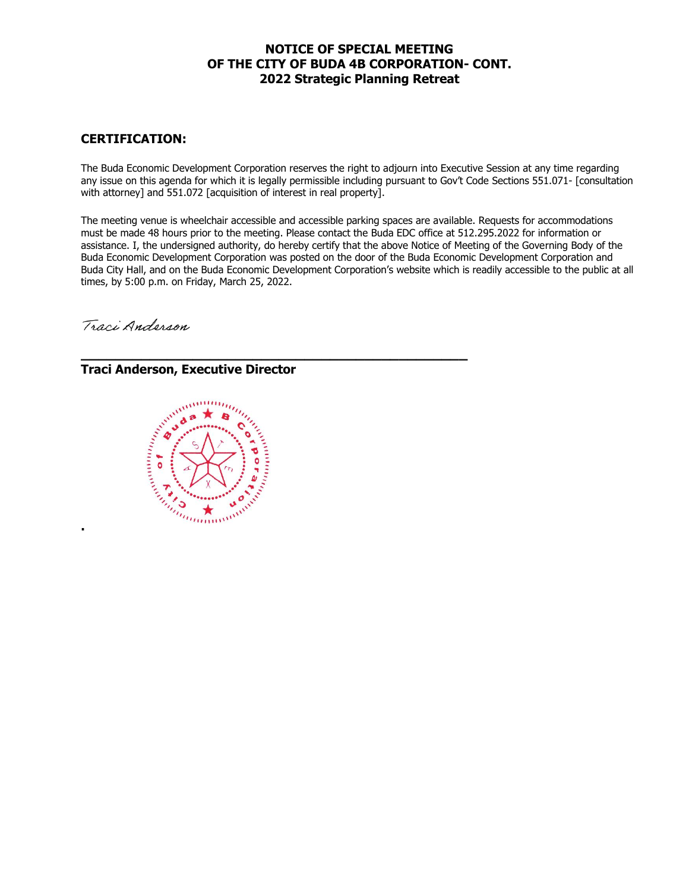**NOTICE OF SPECIAL MEETING**
**OF THE CITY OF BUDA 4B CORPORATION- CONT.**
**2022 Strategic Planning Retreat**

## CERTIFICATION:

The Buda Economic Development Corporation reserves the right to adjourn into Executive Session at any time regarding any issue on this agenda for which it is legally permissible including pursuant to Gov't Code Sections 551.071- [consultation with attorney] and 551.072 [acquisition of interest in real property].

The meeting venue is wheelchair accessible and accessible parking spaces are available. Requests for accommodations must be made 48 hours prior to the meeting. Please contact the Buda EDC office at 512.295.2022 for information or assistance. I, the undersigned authority, do hereby certify that the above Notice of Meeting of the Governing Body of the Buda Economic Development Corporation was posted on the door of the Buda Economic Development Corporation and Buda City Hall, and on the Buda Economic Development Corporation's website which is readily accessible to the public at all times, by 5:00 p.m. on Friday, March 25, 2022.

Traci Anderson

**Traci Anderson, Executive Director**